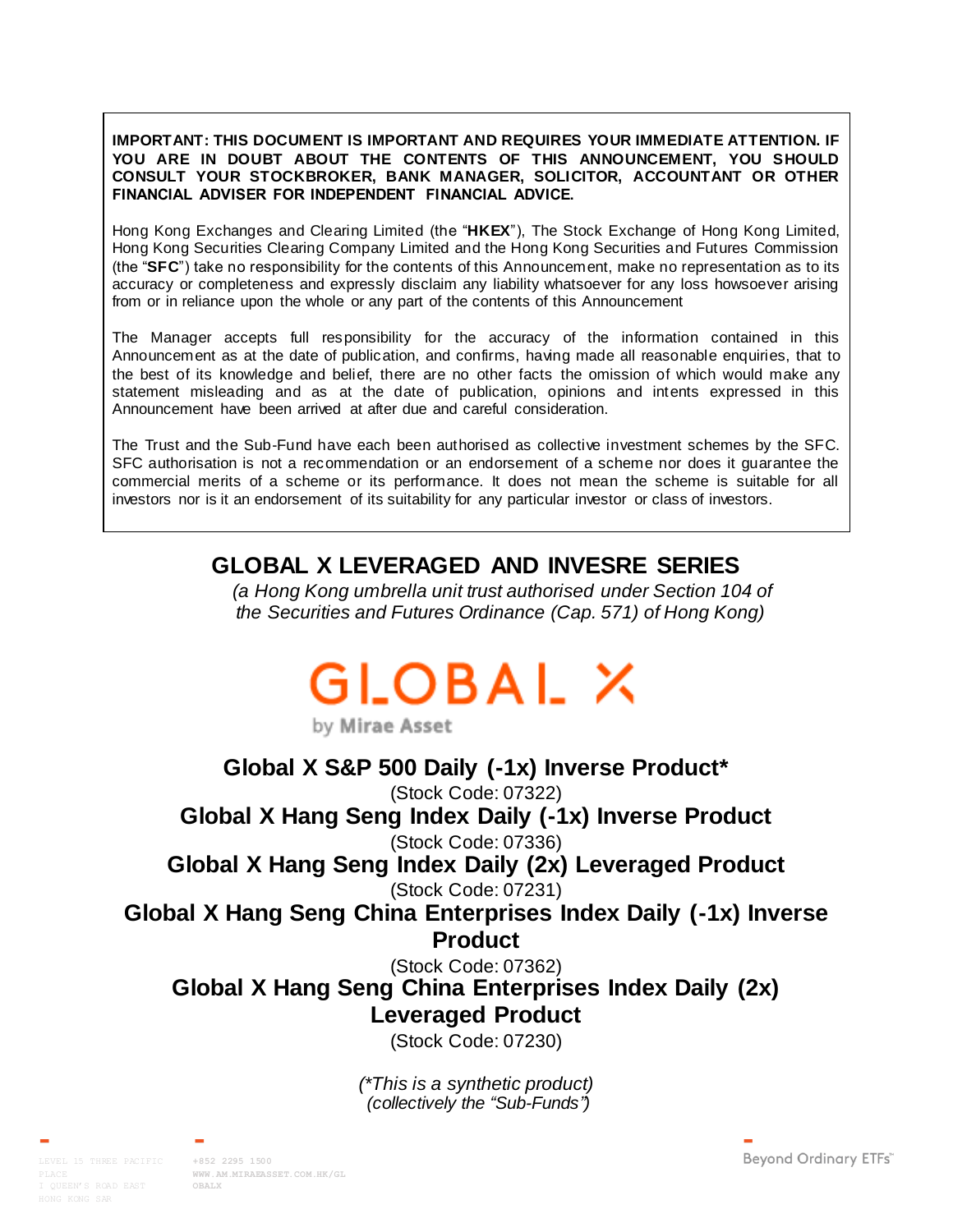**IMPORTANT: THIS DOCUMENT IS IMPORTANT AND REQUIRES YOUR IMMEDIATE ATTENTION. IF YOU ARE IN DOUBT ABOUT THE CONTENTS OF THIS ANNOUNCEMENT, YOU SHOULD CONSULT YOUR STOCKBROKER, BANK MANAGER, SOLICITOR, ACCOUNTANT OR OTHER FINANCIAL ADVISER FOR INDEPENDENT FINANCIAL ADVICE.**

Hong Kong Exchanges and Clearing Limited (the "**HKEX**"), The Stock Exchange of Hong Kong Limited, Hong Kong Securities Clearing Company Limited and the Hong Kong Securities and Futures Commission (the "**SFC**") take no responsibility for the contents of this Announcement, make no representation as to its accuracy or completeness and expressly disclaim any liability whatsoever for any loss howsoever arising from or in reliance upon the whole or any part of the contents of this Announcement

The Manager accepts full responsibility for the accuracy of the information contained in this Announcement as at the date of publication, and confirms, having made all reasonable enquiries, that to the best of its knowledge and belief, there are no other facts the omission of which would make any statement misleading and as at the date of publication, opinions and intents expressed in this Announcement have been arrived at after due and careful consideration.

The Trust and the Sub-Fund have each been authorised as collective investment schemes by the SFC. SFC authorisation is not a recommendation or an endorsement of a scheme nor does it guarantee the commercial merits of a scheme or its performance. It does not mean the scheme is suitable for all investors nor is it an endorsement of its suitability for any particular investor or class of investors.

# GLOBAL X LEVERAGED AND INVESRE SERIES

*(a Hong Kong umbrella unit trust authorised under Section 104 of the Securities and Futures Ordinance (Cap. 571) of Hong Kong)*

GLOBAL X
by Mirae Asset

## Global X S&P 500 Daily (-1x) Inverse Product*

(Stock Code: 07322)

## Global X Hang Seng Index Daily (-1x) Inverse Product

(Stock Code: 07336)

## Global X Hang Seng Index Daily (2x) Leveraged Product

(Stock Code: 07231)

## Global X Hang Seng China Enterprises Index Daily (-1x) Inverse Product

(Stock Code: 07362)

## Global X Hang Seng China Enterprises Index Daily (2x) Leveraged Product

(Stock Code: 07230)

*(*This is a synthetic product)*
*(collectively the "Sub-Funds")*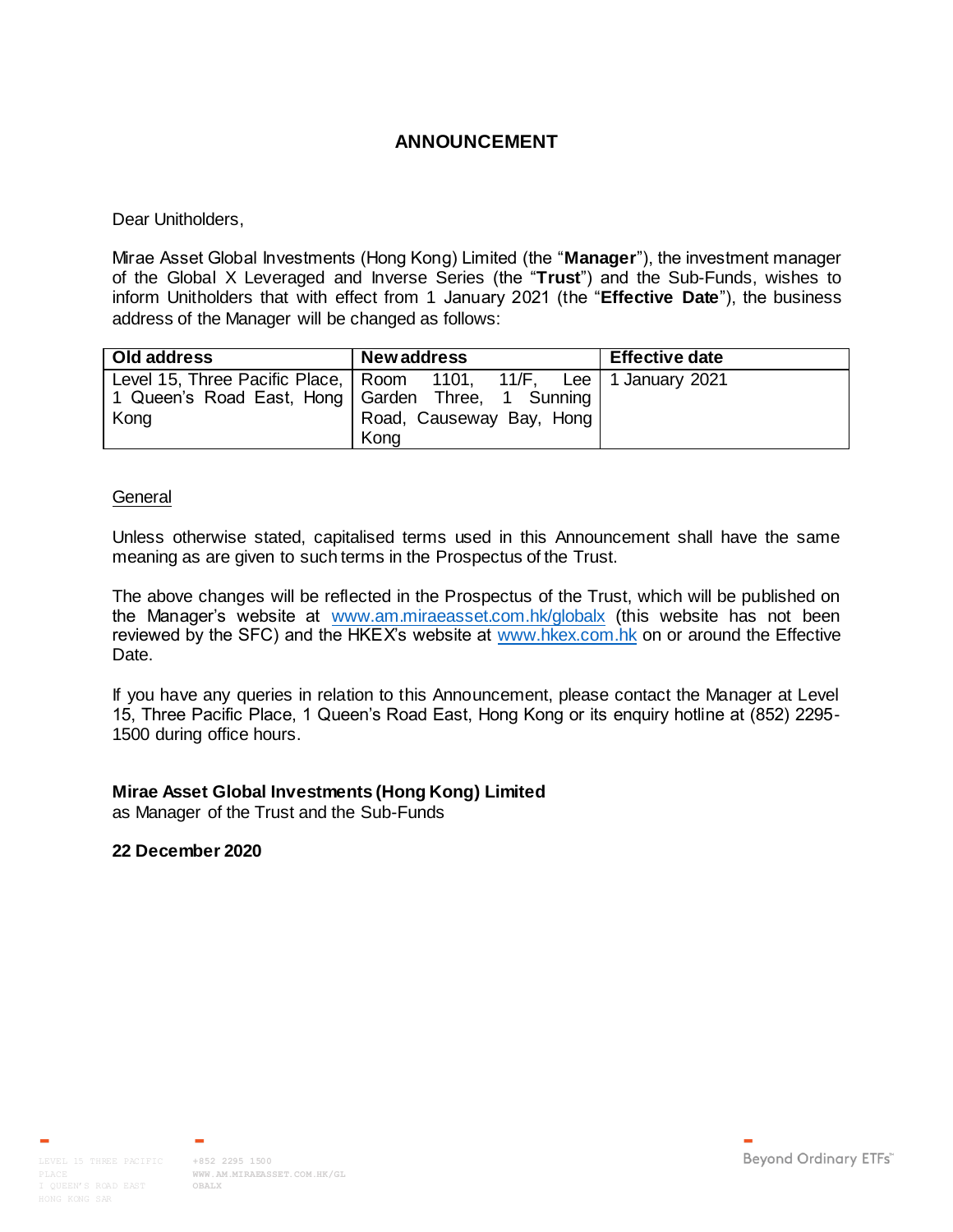# ANNOUNCEMENT

Dear Unitholders,

Mirae Asset Global Investments (Hong Kong) Limited (the "**Manager**"), the investment manager of the Global X Leveraged and Inverse Series (the "**Trust**") and the Sub-Funds, wishes to inform Unitholders that with effect from 1 January 2021 (the "**Effective Date**"), the business address of the Manager will be changed as follows:

| Old address | New address | Effective date |
| --- | --- | --- |
| Level 15, Three Pacific Place, 1 Queen's Road East, Hong Kong | Room 1101, 11/F, Lee Garden Three, 1 Sunning Road, Causeway Bay, Hong Kong | 1 January 2021 |

General

Unless otherwise stated, capitalised terms used in this Announcement shall have the same meaning as are given to such terms in the Prospectus of the Trust.

The above changes will be reflected in the Prospectus of the Trust, which will be published on the Manager's website at www.am.miraeasset.com.hk/globalx (this website has not been reviewed by the SFC) and the HKEX's website at www.hkex.com.hk on or around the Effective Date.

If you have any queries in relation to this Announcement, please contact the Manager at Level 15, Three Pacific Place, 1 Queen's Road East, Hong Kong or its enquiry hotline at (852) 2295-1500 during office hours.

**Mirae Asset Global Investments (Hong Kong) Limited**
as Manager of the Trust and the Sub-Funds

**22 December 2020**